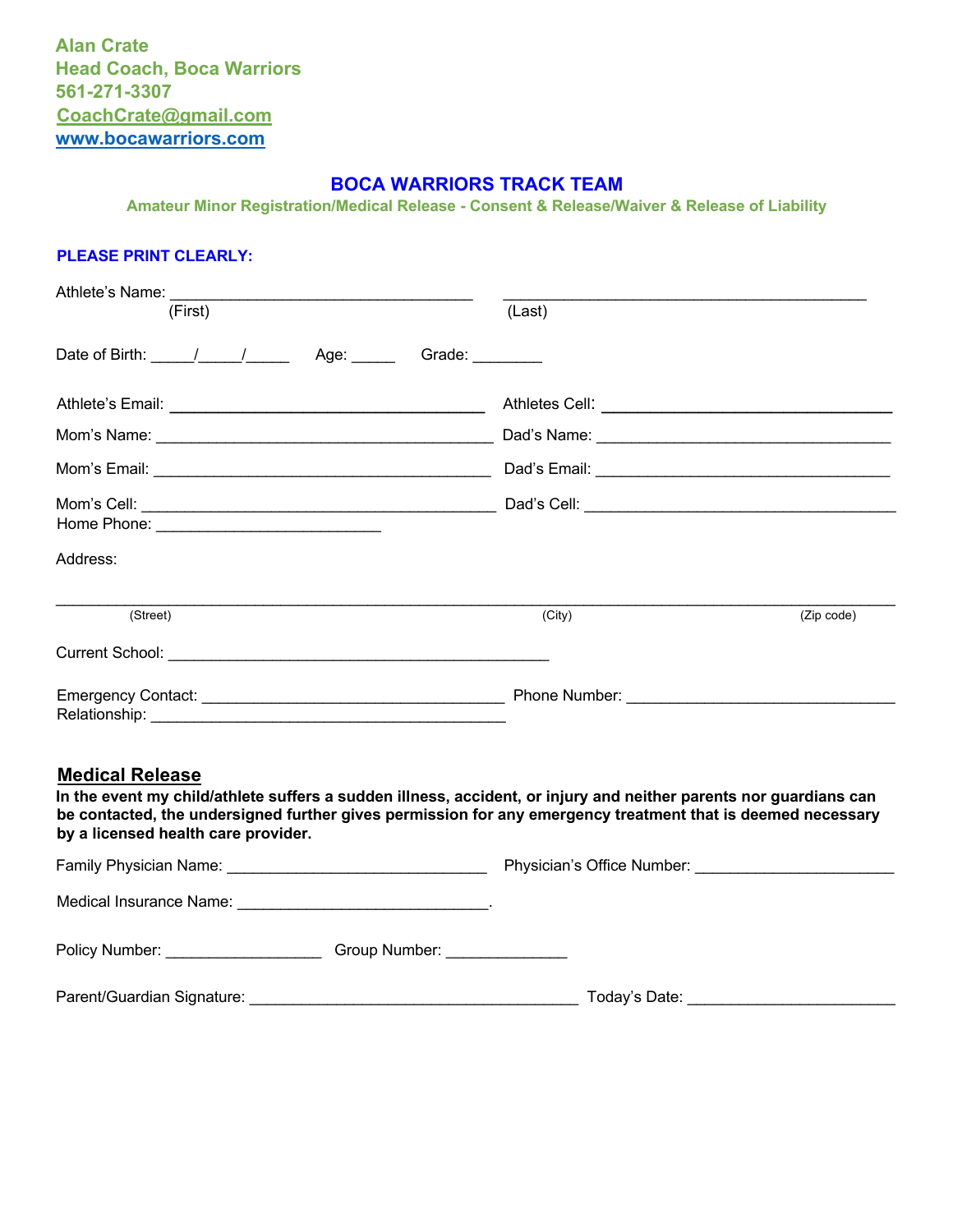**Alan Crate**
**Head Coach, Boca Warriors**
**561-271-3307**
**CoachCrate@gmail.com**
**www.bocawarriors.com**

## BOCA WARRIORS TRACK TEAM

**Amateur Minor Registration/Medical Release - Consent & Release/Waiver & Release of Liability**

**PLEASE PRINT CLEARLY:**

Athlete's Name: ___________________________________ ________________________________________
(First) (Last)

Date of Birth: _____/_____/_____ Age: _____ Grade: ________

Athlete's Email: ___________________________________ Athletes Cell: ______________________________

Mom's Name: _______________________________________ Dad's Name: _________________________________

Mom's Email: ______________________________________ Dad's Email: _________________________________

Mom's Cell: _______________________________________ Dad's Cell: __________________________________

Home Phone: __________________________

Address:

______________________________________________________________________________________________
(Street) (City) (Zip code)

Current School: ____________________________________________

Emergency Contact: ___________________________________ Phone Number: ______________________________

Relationship: _________________________________________

## Medical Release

**In the event my child/athlete suffers a sudden illness, accident, or injury and neither parents nor guardians can be contacted, the undersigned further gives permission for any emergency treatment that is deemed necessary by a licensed health care provider.**

Family Physician Name: ______________________________ Physician's Office Number: ______________________

Medical Insurance Name: _____________________________.

Policy Number: _________________ Group Number: _____________

Parent/Guardian Signature: ______________________________________ Today's Date: _______________________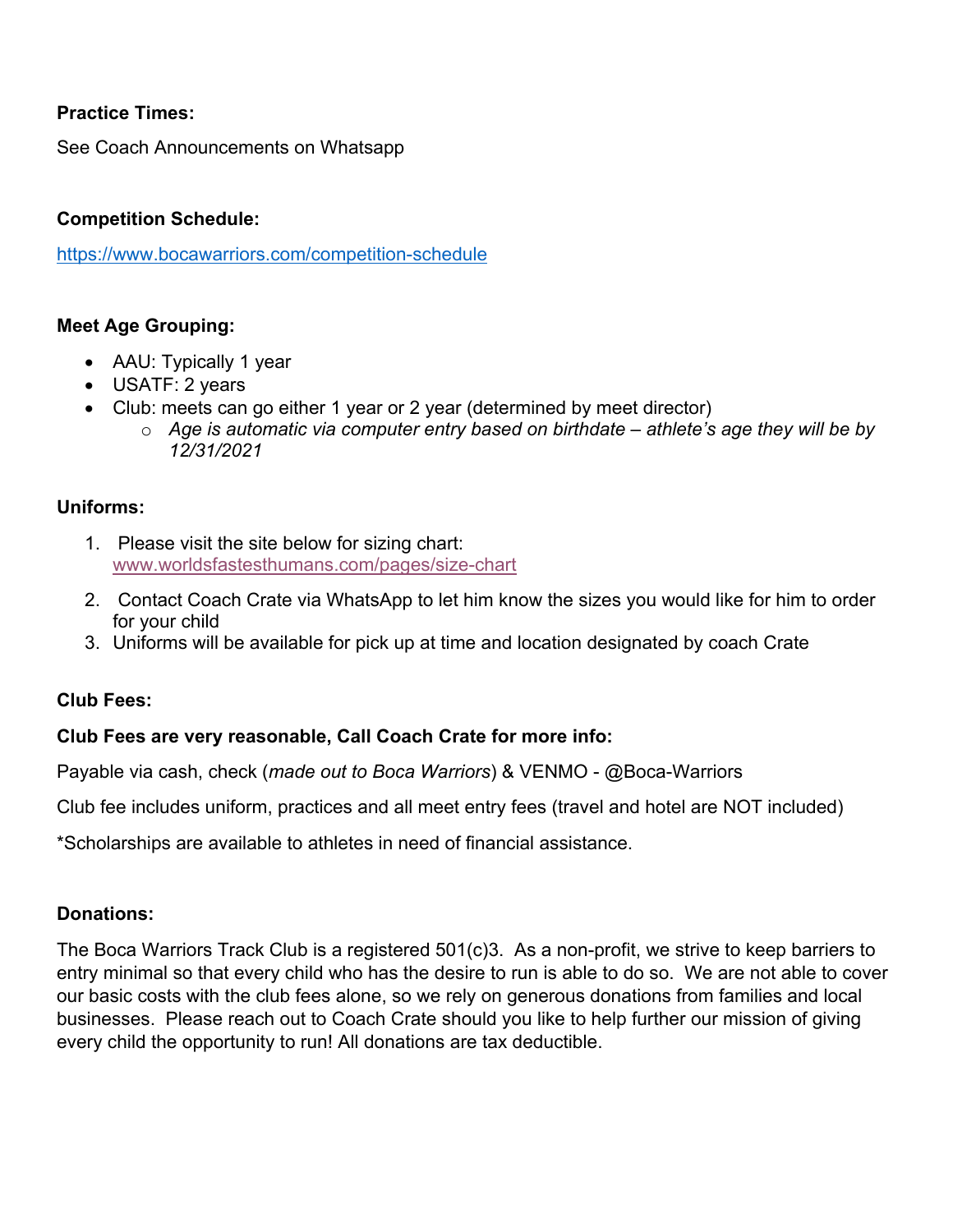**Practice Times:**

See Coach Announcements on Whatsapp

**Competition Schedule:**

https://www.bocawarriors.com/competition-schedule

**Meet Age Grouping:**

- AAU: Typically 1 year
- USATF: 2 years
- Club: meets can go either 1 year or 2 year (determined by meet director)
    - *Age is automatic via computer entry based on birthdate – athlete's age they will be by 12/31/2021*

**Uniforms:**

1. Please visit the site below for sizing chart: www.worldsfastesthumans.com/pages/size-chart
2. Contact Coach Crate via WhatsApp to let him know the sizes you would like for him to order for your child
3. Uniforms will be available for pick up at time and location designated by coach Crate

**Club Fees:**

**Club Fees are very reasonable, Call Coach Crate for more info:**

Payable via cash, check (*made out to Boca Warriors*) & VENMO - @Boca-Warriors

Club fee includes uniform, practices and all meet entry fees (travel and hotel are NOT included)

*Scholarships are available to athletes in need of financial assistance.

**Donations:**

The Boca Warriors Track Club is a registered 501(c)3. As a non-profit, we strive to keep barriers to entry minimal so that every child who has the desire to run is able to do so. We are not able to cover our basic costs with the club fees alone, so we rely on generous donations from families and local businesses. Please reach out to Coach Crate should you like to help further our mission of giving every child the opportunity to run! All donations are tax deductible.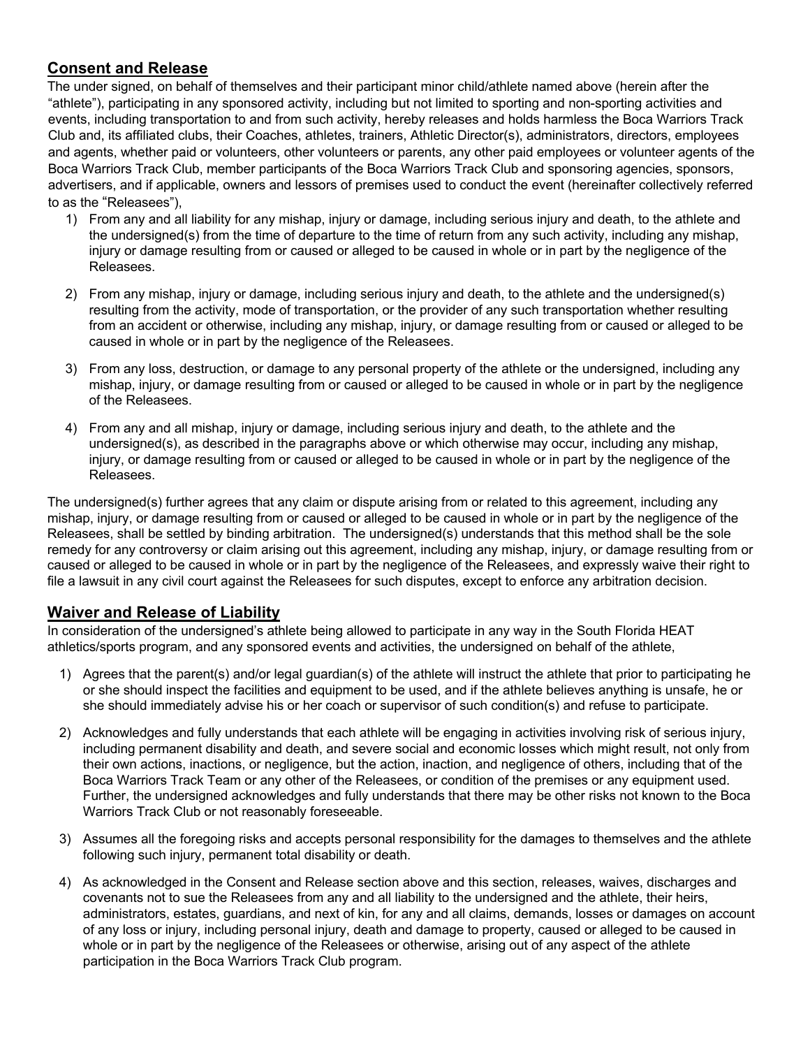## Consent and Release

The under signed, on behalf of themselves and their participant minor child/athlete named above (herein after the "athlete"), participating in any sponsored activity, including but not limited to sporting and non-sporting activities and events, including transportation to and from such activity, hereby releases and holds harmless the Boca Warriors Track Club and, its affiliated clubs, their Coaches, athletes, trainers, Athletic Director(s), administrators, directors, employees and agents, whether paid or volunteers, other volunteers or parents, any other paid employees or volunteer agents of the Boca Warriors Track Club, member participants of the Boca Warriors Track Club and sponsoring agencies, sponsors, advertisers, and if applicable, owners and lessors of premises used to conduct the event (hereinafter collectively referred to as the "Releasees"),

1) From any and all liability for any mishap, injury or damage, including serious injury and death, to the athlete and the undersigned(s) from the time of departure to the time of return from any such activity, including any mishap, injury or damage resulting from or caused or alleged to be caused in whole or in part by the negligence of the Releasees.

2) From any mishap, injury or damage, including serious injury and death, to the athlete and the undersigned(s) resulting from the activity, mode of transportation, or the provider of any such transportation whether resulting from an accident or otherwise, including any mishap, injury, or damage resulting from or caused or alleged to be caused in whole or in part by the negligence of the Releasees.

3) From any loss, destruction, or damage to any personal property of the athlete or the undersigned, including any mishap, injury, or damage resulting from or caused or alleged to be caused in whole or in part by the negligence of the Releasees.

4) From any and all mishap, injury or damage, including serious injury and death, to the athlete and the undersigned(s), as described in the paragraphs above or which otherwise may occur, including any mishap, injury, or damage resulting from or caused or alleged to be caused in whole or in part by the negligence of the Releasees.

The undersigned(s) further agrees that any claim or dispute arising from or related to this agreement, including any mishap, injury, or damage resulting from or caused or alleged to be caused in whole or in part by the negligence of the Releasees, shall be settled by binding arbitration. The undersigned(s) understands that this method shall be the sole remedy for any controversy or claim arising out this agreement, including any mishap, injury, or damage resulting from or caused or alleged to be caused in whole or in part by the negligence of the Releasees, and expressly waive their right to file a lawsuit in any civil court against the Releasees for such disputes, except to enforce any arbitration decision.

## Waiver and Release of Liability

In consideration of the undersigned's athlete being allowed to participate in any way in the South Florida HEAT athletics/sports program, and any sponsored events and activities, the undersigned on behalf of the athlete,

1) Agrees that the parent(s) and/or legal guardian(s) of the athlete will instruct the athlete that prior to participating he or she should inspect the facilities and equipment to be used, and if the athlete believes anything is unsafe, he or she should immediately advise his or her coach or supervisor of such condition(s) and refuse to participate.

2) Acknowledges and fully understands that each athlete will be engaging in activities involving risk of serious injury, including permanent disability and death, and severe social and economic losses which might result, not only from their own actions, inactions, or negligence, but the action, inaction, and negligence of others, including that of the Boca Warriors Track Team or any other of the Releasees, or condition of the premises or any equipment used. Further, the undersigned acknowledges and fully understands that there may be other risks not known to the Boca Warriors Track Club or not reasonably foreseeable.

3) Assumes all the foregoing risks and accepts personal responsibility for the damages to themselves and the athlete following such injury, permanent total disability or death.

4) As acknowledged in the Consent and Release section above and this section, releases, waives, discharges and covenants not to sue the Releasees from any and all liability to the undersigned and the athlete, their heirs, administrators, estates, guardians, and next of kin, for any and all claims, demands, losses or damages on account of any loss or injury, including personal injury, death and damage to property, caused or alleged to be caused in whole or in part by the negligence of the Releasees or otherwise, arising out of any aspect of the athlete participation in the Boca Warriors Track Club program.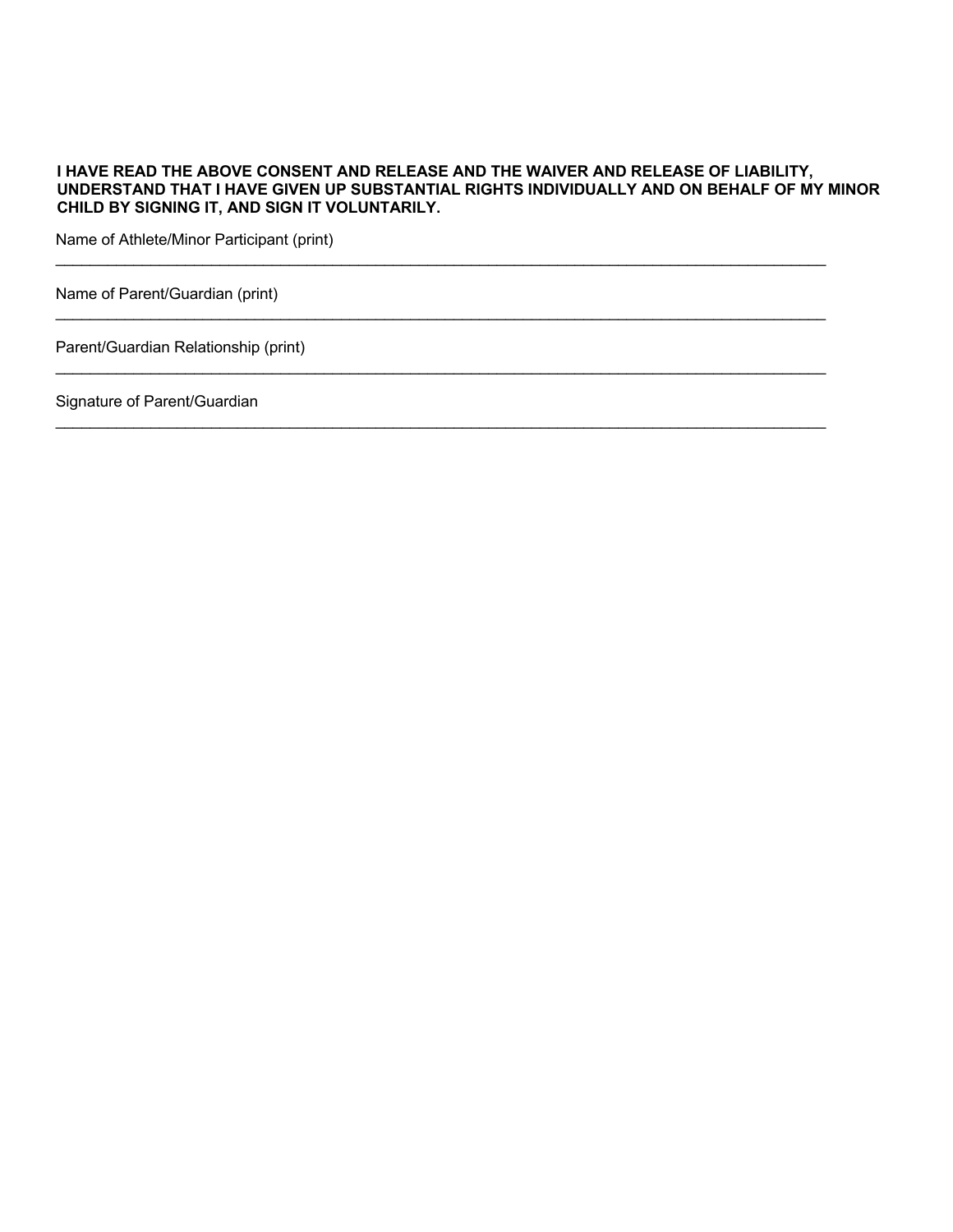**I HAVE READ THE ABOVE CONSENT AND RELEASE AND THE WAIVER AND RELEASE OF LIABILITY, UNDERSTAND THAT I HAVE GIVEN UP SUBSTANTIAL RIGHTS INDIVIDUALLY AND ON BEHALF OF MY MINOR CHILD BY SIGNING IT, AND SIGN IT VOLUNTARILY.**

Name of Athlete/Minor Participant (print)

_______________________________________________________________________________

Name of Parent/Guardian (print)

_______________________________________________________________________________

Parent/Guardian Relationship (print)

_______________________________________________________________________________

Signature of Parent/Guardian

_______________________________________________________________________________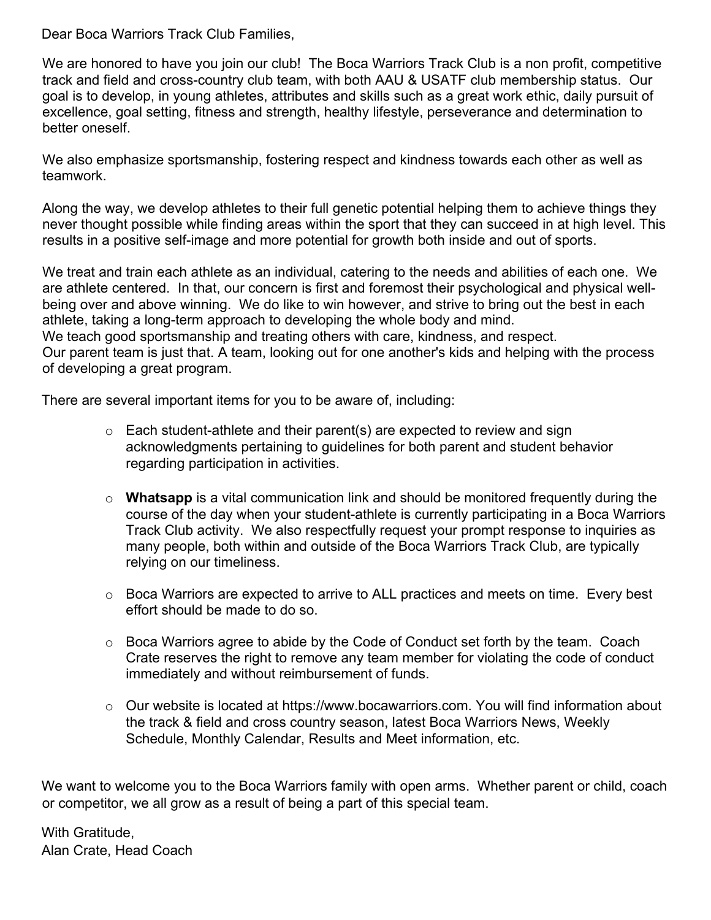Dear Boca Warriors Track Club Families,

We are honored to have you join our club! The Boca Warriors Track Club is a non profit, competitive track and field and cross-country club team, with both AAU & USATF club membership status. Our goal is to develop, in young athletes, attributes and skills such as a great work ethic, daily pursuit of excellence, goal setting, fitness and strength, healthy lifestyle, perseverance and determination to better oneself.

We also emphasize sportsmanship, fostering respect and kindness towards each other as well as teamwork.

Along the way, we develop athletes to their full genetic potential helping them to achieve things they never thought possible while finding areas within the sport that they can succeed in at high level. This results in a positive self-image and more potential for growth both inside and out of sports.

We treat and train each athlete as an individual, catering to the needs and abilities of each one. We are athlete centered. In that, our concern is first and foremost their psychological and physical well-being over and above winning. We do like to win however, and strive to bring out the best in each athlete, taking a long-term approach to developing the whole body and mind.
We teach good sportsmanship and treating others with care, kindness, and respect.
Our parent team is just that. A team, looking out for one another's kids and helping with the process of developing a great program.

There are several important items for you to be aware of, including:

- Each student-athlete and their parent(s) are expected to review and sign acknowledgments pertaining to guidelines for both parent and student behavior regarding participation in activities.

- **Whatsapp** is a vital communication link and should be monitored frequently during the course of the day when your student-athlete is currently participating in a Boca Warriors Track Club activity. We also respectfully request your prompt response to inquiries as many people, both within and outside of the Boca Warriors Track Club, are typically relying on our timeliness.

- Boca Warriors are expected to arrive to ALL practices and meets on time. Every best effort should be made to do so.

- Boca Warriors agree to abide by the Code of Conduct set forth by the team. Coach Crate reserves the right to remove any team member for violating the code of conduct immediately and without reimbursement of funds.

- Our website is located at https://www.bocawarriors.com. You will find information about the track & field and cross country season, latest Boca Warriors News, Weekly Schedule, Monthly Calendar, Results and Meet information, etc.

We want to welcome you to the Boca Warriors family with open arms. Whether parent or child, coach or competitor, we all grow as a result of being a part of this special team.

With Gratitude,
Alan Crate, Head Coach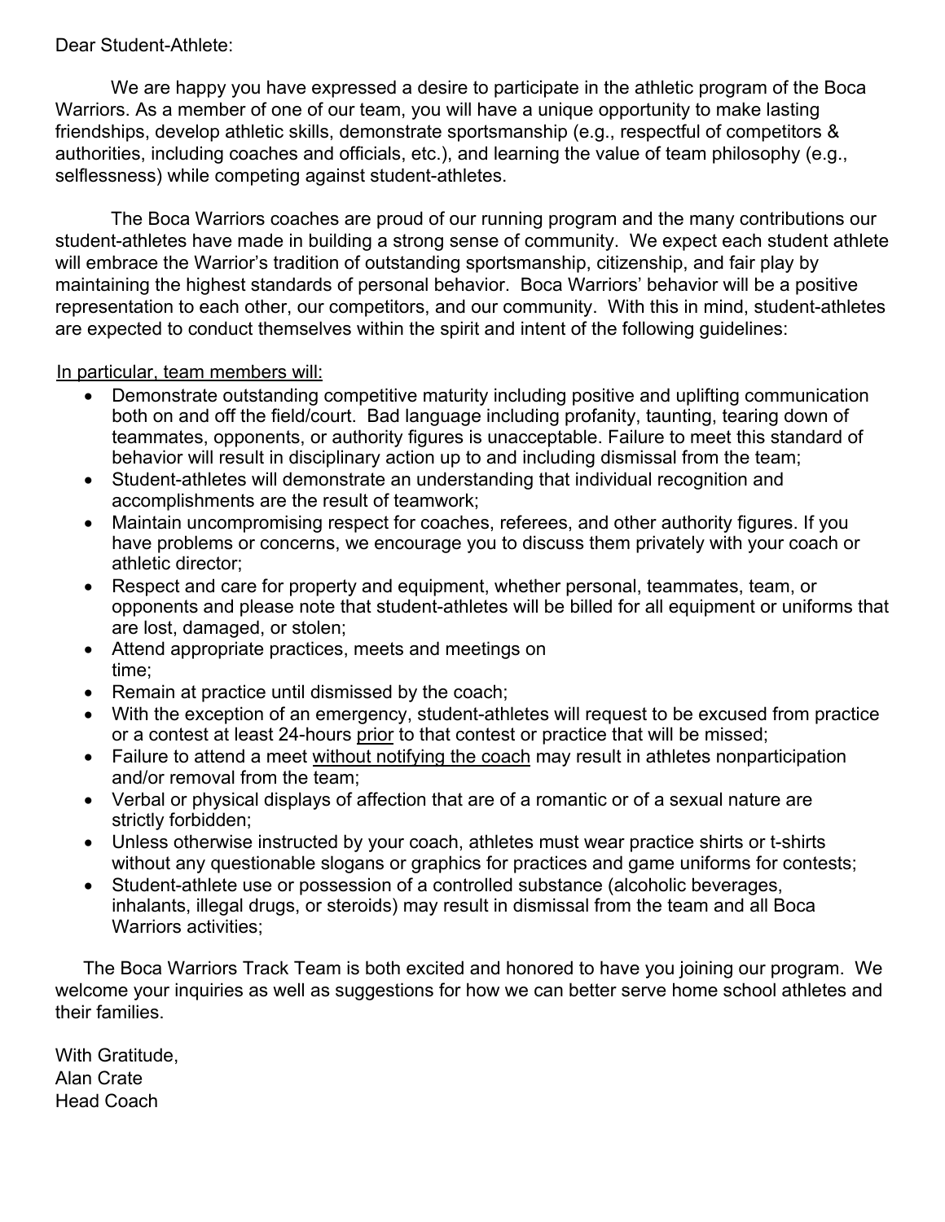Dear Student-Athlete:

We are happy you have expressed a desire to participate in the athletic program of the Boca Warriors. As a member of one of our team, you will have a unique opportunity to make lasting friendships, develop athletic skills, demonstrate sportsmanship (e.g., respectful of competitors & authorities, including coaches and officials, etc.), and learning the value of team philosophy (e.g., selflessness) while competing against student-athletes.

The Boca Warriors coaches are proud of our running program and the many contributions our student-athletes have made in building a strong sense of community. We expect each student athlete will embrace the Warrior's tradition of outstanding sportsmanship, citizenship, and fair play by maintaining the highest standards of personal behavior. Boca Warriors' behavior will be a positive representation to each other, our competitors, and our community. With this in mind, student-athletes are expected to conduct themselves within the spirit and intent of the following guidelines:

<u>In particular, team members will:</u>

- Demonstrate outstanding competitive maturity including positive and uplifting communication both on and off the field/court. Bad language including profanity, taunting, tearing down of teammates, opponents, or authority figures is unacceptable. Failure to meet this standard of behavior will result in disciplinary action up to and including dismissal from the team;
- Student-athletes will demonstrate an understanding that individual recognition and accomplishments are the result of teamwork;
- Maintain uncompromising respect for coaches, referees, and other authority figures. If you have problems or concerns, we encourage you to discuss them privately with your coach or athletic director;
- Respect and care for property and equipment, whether personal, teammates, team, or opponents and please note that student-athletes will be billed for all equipment or uniforms that are lost, damaged, or stolen;
- Attend appropriate practices, meets and meetings on time;
- Remain at practice until dismissed by the coach;
- With the exception of an emergency, student-athletes will request to be excused from practice or a contest at least 24-hours <u>prior</u> to that contest or practice that will be missed;
- Failure to attend a meet <u>without notifying the coach</u> may result in athletes nonparticipation and/or removal from the team;
- Verbal or physical displays of affection that are of a romantic or of a sexual nature are strictly forbidden;
- Unless otherwise instructed by your coach, athletes must wear practice shirts or t-shirts without any questionable slogans or graphics for practices and game uniforms for contests;
- Student-athlete use or possession of a controlled substance (alcoholic beverages, inhalants, illegal drugs, or steroids) may result in dismissal from the team and all Boca Warriors activities;

The Boca Warriors Track Team is both excited and honored to have you joining our program. We welcome your inquiries as well as suggestions for how we can better serve home school athletes and their families.

With Gratitude,
Alan Crate
Head Coach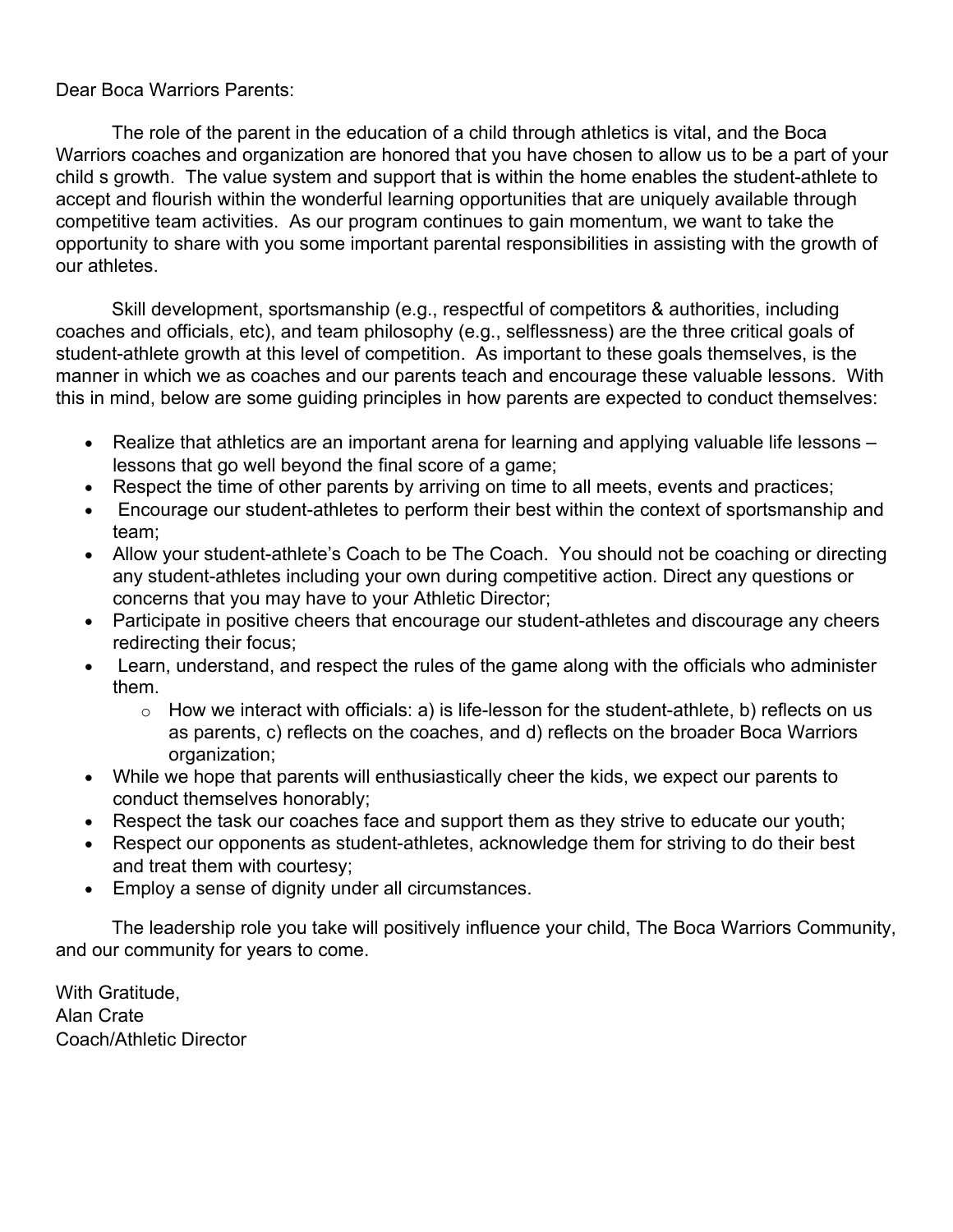Dear Boca Warriors Parents:

The role of the parent in the education of a child through athletics is vital, and the Boca Warriors coaches and organization are honored that you have chosen to allow us to be a part of your child s growth. The value system and support that is within the home enables the student-athlete to accept and flourish within the wonderful learning opportunities that are uniquely available through competitive team activities. As our program continues to gain momentum, we want to take the opportunity to share with you some important parental responsibilities in assisting with the growth of our athletes.

Skill development, sportsmanship (e.g., respectful of competitors & authorities, including coaches and officials, etc), and team philosophy (e.g., selflessness) are the three critical goals of student-athlete growth at this level of competition. As important to these goals themselves, is the manner in which we as coaches and our parents teach and encourage these valuable lessons. With this in mind, below are some guiding principles in how parents are expected to conduct themselves:

- Realize that athletics are an important arena for learning and applying valuable life lessons – lessons that go well beyond the final score of a game;
- Respect the time of other parents by arriving on time to all meets, events and practices;
- Encourage our student-athletes to perform their best within the context of sportsmanship and team;
- Allow your student-athlete's Coach to be The Coach. You should not be coaching or directing any student-athletes including your own during competitive action. Direct any questions or concerns that you may have to your Athletic Director;
- Participate in positive cheers that encourage our student-athletes and discourage any cheers redirecting their focus;
- Learn, understand, and respect the rules of the game along with the officials who administer them.
  - How we interact with officials: a) is life-lesson for the student-athlete, b) reflects on us as parents, c) reflects on the coaches, and d) reflects on the broader Boca Warriors organization;
- While we hope that parents will enthusiastically cheer the kids, we expect our parents to conduct themselves honorably;
- Respect the task our coaches face and support them as they strive to educate our youth;
- Respect our opponents as student-athletes, acknowledge them for striving to do their best and treat them with courtesy;
- Employ a sense of dignity under all circumstances.

The leadership role you take will positively influence your child, The Boca Warriors Community, and our community for years to come.

With Gratitude,
Alan Crate
Coach/Athletic Director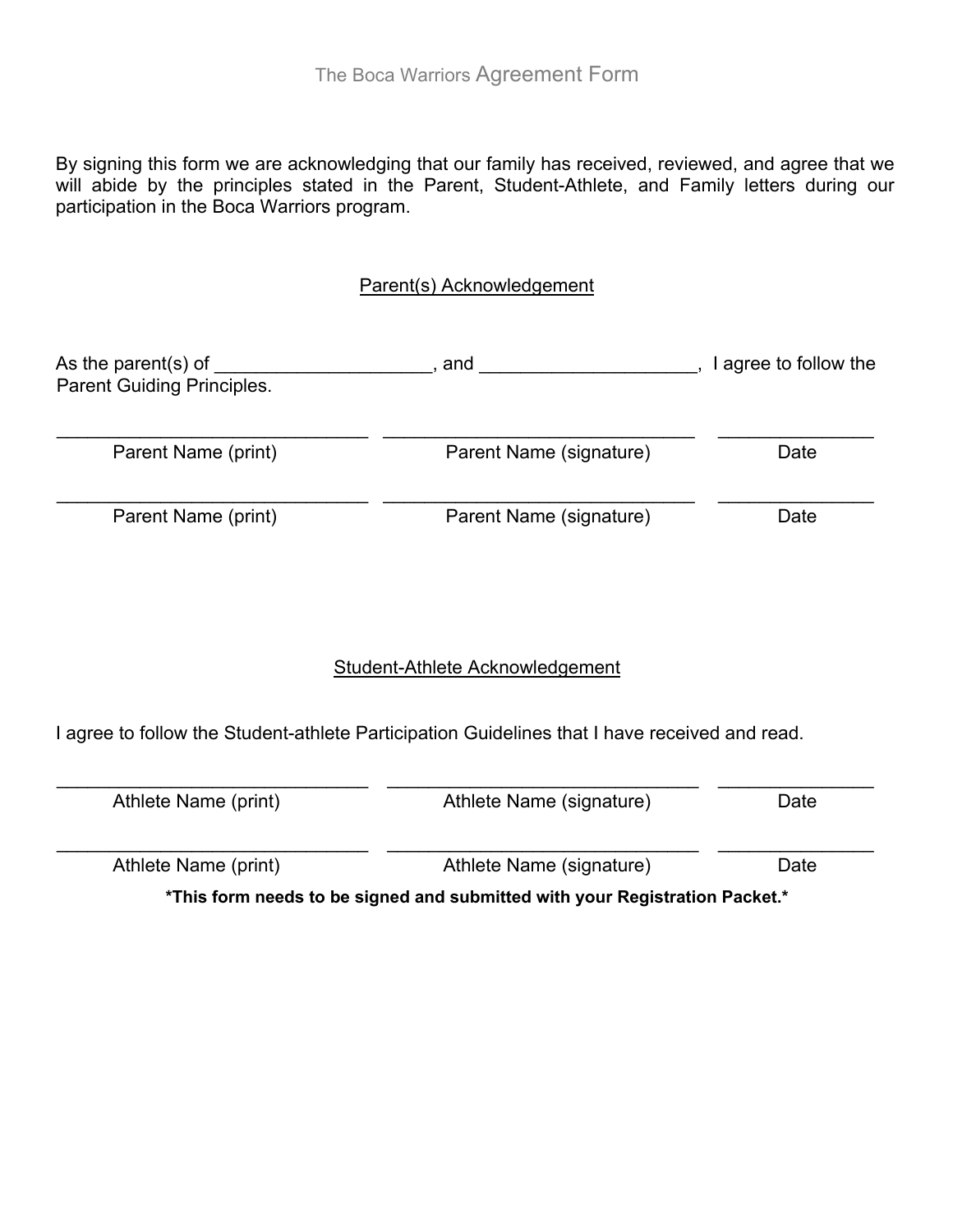# The Boca Warriors Agreement Form

By signing this form we are acknowledging that our family has received, reviewed, and agree that we will abide by the principles stated in the Parent, Student-Athlete, and Family letters during our participation in the Boca Warriors program.

## Parent(s) Acknowledgement

As the parent(s) of _____________________, and _____________________, I agree to follow the Parent Guiding Principles.

| | | |
|---|---|---|
| _______________________________ | _______________________________ | _______________ |
| Parent Name (print) | Parent Name (signature) | Date |
| _______________________________ | _______________________________ | _______________ |
| Parent Name (print) | Parent Name (signature) | Date |

## Student-Athlete Acknowledgement

I agree to follow the Student-athlete Participation Guidelines that I have received and read.

| | | |
|---|---|---|
| _______________________________ | _______________________________ | _______________ |
| Athlete Name (print) | Athlete Name (signature) | Date |
| _______________________________ | _______________________________ | _______________ |
| Athlete Name (print) | Athlete Name (signature) | Date |

**\*This form needs to be signed and submitted with your Registration Packet.\***